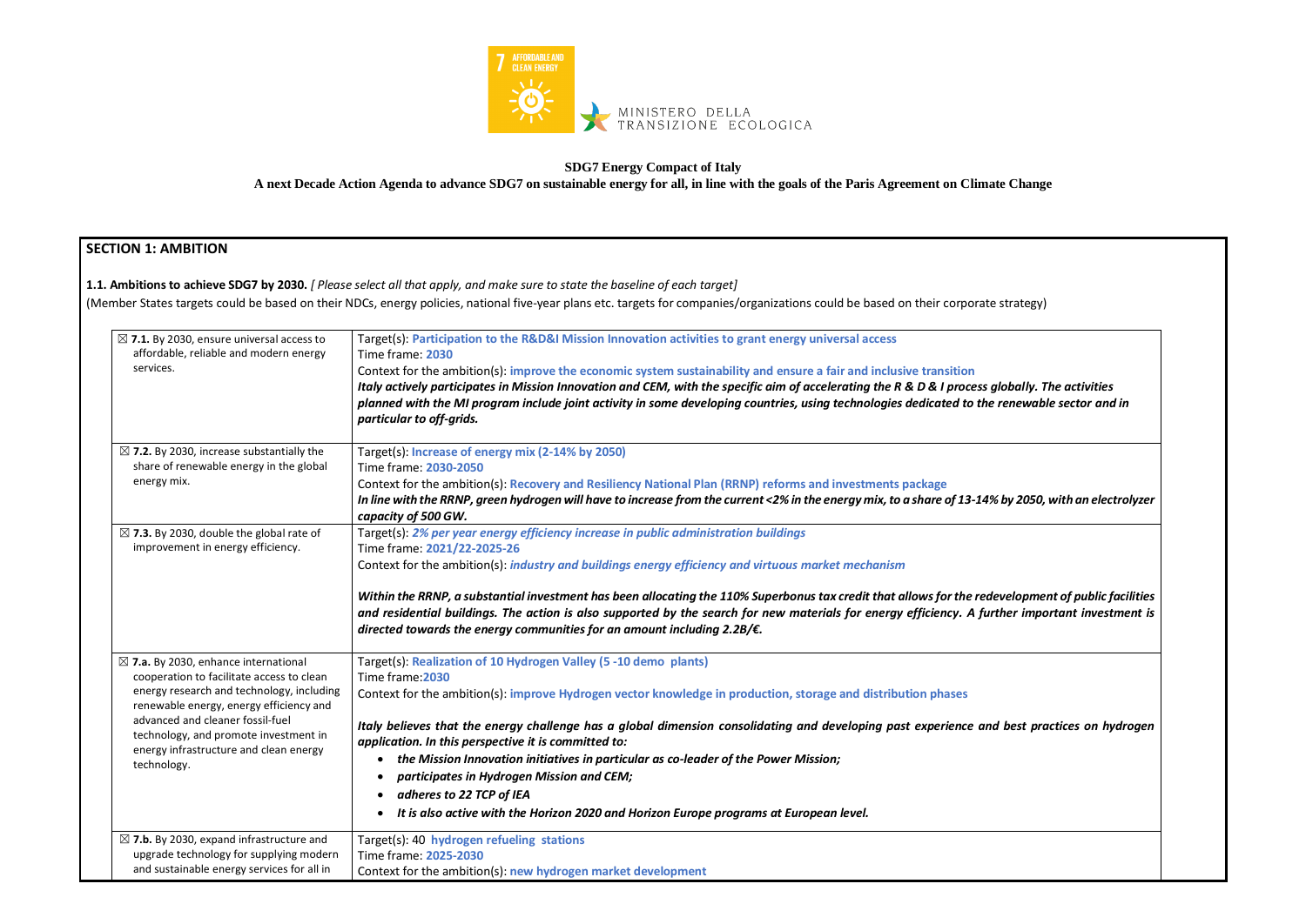**SDG7 Energy Compact of Italy**

**A next Decade Action Agenda to advance SDG7 on sustainable energy for all, in line with the goals of the Paris Agreement on Climate Change**

## SECTION 1: AMBITION

**1.1. Ambitions to achieve SDG7 by 2030.** *[ Please select all that apply, and make sure to state the baseline of each target]*

(Member States targets could be based on their NDCs, energy policies, national five-year plans etc. targets for companies/organizations could be based on their corporate strategy)

| | |
|---|---|
| ☒ **7.1.** By 2030, ensure universal access to affordable, reliable and modern energy services. | Target(s): **Participation to the R&D&I Mission Innovation activities to grant energy universal access**<br>Time frame: **2030**<br>Context for the ambition(s): **improve the economic system sustainability and ensure a fair and inclusive transition**<br>***Italy actively participates in Mission Innovation and CEM, with the specific aim of accelerating the R & D & I process globally. The activities planned with the MI program include joint activity in some developing countries, using technologies dedicated to the renewable sector and in particular to off-grids.*** |
| ☒ **7.2.** By 2030, increase substantially the share of renewable energy in the global energy mix. | Target(s): **Increase of energy mix (2-14% by 2050)**<br>Time frame: **2030-2050**<br>Context for the ambition(s): **Recovery and Resiliency National Plan (RRNP) reforms and investments package**<br>***In line with the RRNP, green hydrogen will have to increase from the current <2% in the energy mix, to a share of 13-14% by 2050, with an electrolyzer capacity of 500 GW.*** |
| ☒ **7.3.** By 2030, double the global rate of improvement in energy efficiency. | Target(s): ***2% per year energy efficiency increase in public administration buildings***<br>Time frame: **2021/22-2025-26**<br>Context for the ambition(s): ***industry and buildings energy efficiency and virtuous market mechanism***<br><br>***Within the RRNP, a substantial investment has been allocating the 110% Superbonus tax credit that allows for the redevelopment of public facilities and residential buildings. The action is also supported by the search for new materials for energy efficiency. A further important investment is directed towards the energy communities for an amount including 2.2B/€.*** |
| ☒ **7.a.** By 2030, enhance international cooperation to facilitate access to clean energy research and technology, including renewable energy, energy efficiency and advanced and cleaner fossil-fuel technology, and promote investment in energy infrastructure and clean energy technology. | Target(s): **Realization of 10 Hydrogen Valley (5 -10 demo plants)**<br>Time frame:**2030**<br>Context for the ambition(s): **improve Hydrogen vector knowledge in production, storage and distribution phases**<br><br>***Italy believes that the energy challenge has a global dimension consolidating and developing past experience and best practices on hydrogen application. In this perspective it is committed to:***<br>• ***the Mission Innovation initiatives in particular as co-leader of the Power Mission;***<br>• ***participates in Hydrogen Mission and CEM;***<br>• ***adheres to 22 TCP of IEA***<br>• ***It is also active with the Horizon 2020 and Horizon Europe programs at European level.*** |
| ☒ **7.b.** By 2030, expand infrastructure and upgrade technology for supplying modern and sustainable energy services for all in | Target(s): 40 **hydrogen refueling stations**<br>Time frame: **2025-2030**<br>Context for the ambition(s): **new hydrogen market development** |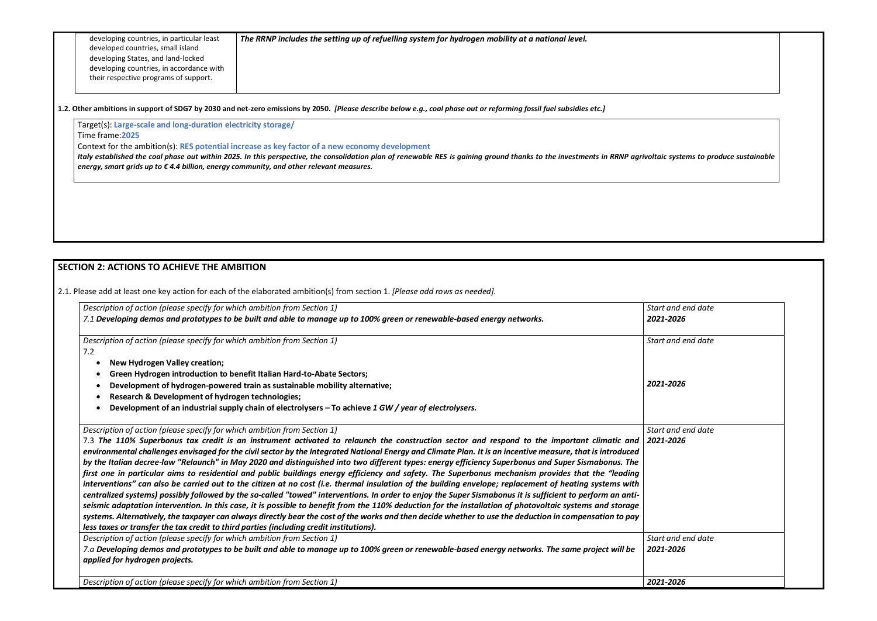| | |
|---|---|
| developing countries, in particular least developed countries, small island developing States, and land-locked developing countries, in accordance with their respective programs of support. | ***The RRNP includes the setting up of refuelling system for hydrogen mobility at a national level.*** |

**1.2. Other ambitions in support of SDG7 by 2030 and net-zero emissions by 2050.** *[Please describe below e.g., coal phase out or reforming fossil fuel subsidies etc.]*

Target(s): **Large-scale and long-duration electricity storage/**

Time frame:**2025**

Context for the ambition(s): **RES potential increase as key factor of a new economy development**

***Italy established the coal phase out within 2025. In this perspective, the consolidation plan of renewable RES is gaining ground thanks to the investments in RRNP agrivoltaic systems to produce sustainable energy, smart grids up to € 4.4 billion, energy community, and other relevant measures.***

## SECTION 2: ACTIONS TO ACHIEVE THE AMBITION

2.1. Please add at least one key action for each of the elaborated ambition(s) from section 1. *[Please add rows as needed].*

| *Description of action (please specify for which ambition from Section 1)* | *Start and end date* |
|---|---|
| *7.1* ***Developing demos and prototypes to be built and able to manage up to 100% green or renewable-based energy networks.*** | ***2021-2026*** |
| *Description of action (please specify for which ambition from Section 1)*<br>7.2<br>• **New Hydrogen Valley creation;**<br>• **Green Hydrogen introduction to benefit Italian Hard-to-Abate Sectors;**<br>• **Development of hydrogen-powered train as sustainable mobility alternative;**<br>• **Research & Development of hydrogen technologies;**<br>• **Development of an industrial supply chain of electrolysers – To achieve *1 GW / year of electrolysers.*** | *Start and end date*<br>***2021-2026*** |
| *Description of action (please specify for which ambition from Section 1)*<br>*7.3* ***The 110% Superbonus tax credit is an instrument activated to relaunch the construction sector and respond to the important climatic and environmental challenges envisaged for the civil sector by the Integrated National Energy and Climate Plan. It is an incentive measure, that is introduced by the Italian decree-law "Relaunch" in May 2020 and distinguished into two different types: energy efficiency Superbonus and Super Sismabonus. The first one in particular aims to residential and public buildings energy efficiency and safety. The Superbonus mechanism provides that the "leading interventions" can also be carried out to the citizen at no cost (i.e. thermal insulation of the building envelope; replacement of heating systems with centralized systems) possibly followed by the so-called "towed" interventions. In order to enjoy the Super Sismabonus it is sufficient to perform an anti-seismic adaptation intervention. In this case, it is possible to benefit from the 110% deduction for the installation of photovoltaic systems and storage systems. Alternatively, the taxpayer can always directly bear the cost of the works and then decide whether to use the deduction in compensation to pay less taxes or transfer the tax credit to third parties (including credit institutions).*** | *Start and end date*<br>***2021-2026*** |
| *Description of action (please specify for which ambition from Section 1)*<br>*7.a* ***Developing demos and prototypes to be built and able to manage up to 100% green or renewable-based energy networks. The same project will be applied for hydrogen projects.*** | *Start and end date*<br>***2021-2026*** |
| *Description of action (please specify for which ambition from Section 1)* | ***2021-2026*** |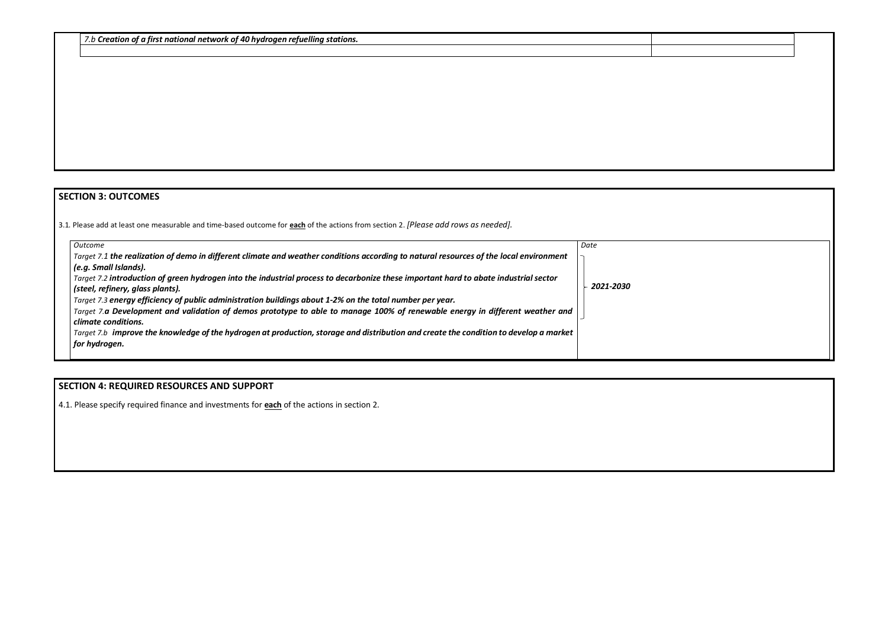| 7.b ***Creation of a first national network of 40 hydrogen refuelling stations.*** | |
| --- | --- |
| | |

## SECTION 3: OUTCOMES

3.1. Please add at least one measurable and time-based outcome for **each** of the actions from section 2. *[Please add rows as needed].*

| *Outcome* | *Date* |
| --- | --- |
| *Target 7.1* ***the realization of demo in different climate and weather conditions according to natural resources of the local environment (e.g. Small Islands).*** <br> *Target 7.2* ***introduction of green hydrogen into the industrial process to decarbonize these important hard to abate industrial sector (steel, refinery, glass plants).*** <br> *Target 7.3* ***energy efficiency of public administration buildings about 1-2% on the total number per year.*** <br> *Target 7.a* ***Development and validation of demos prototype to able to manage 100% of renewable energy in different weather and climate conditions.*** <br> *Target 7.b* ***improve the knowledge of the hydrogen at production, storage and distribution and create the condition to develop a market for hydrogen.*** | ***2021-2030*** |

## SECTION 4: REQUIRED RESOURCES AND SUPPORT

4.1. Please specify required finance and investments for **each** of the actions in section 2.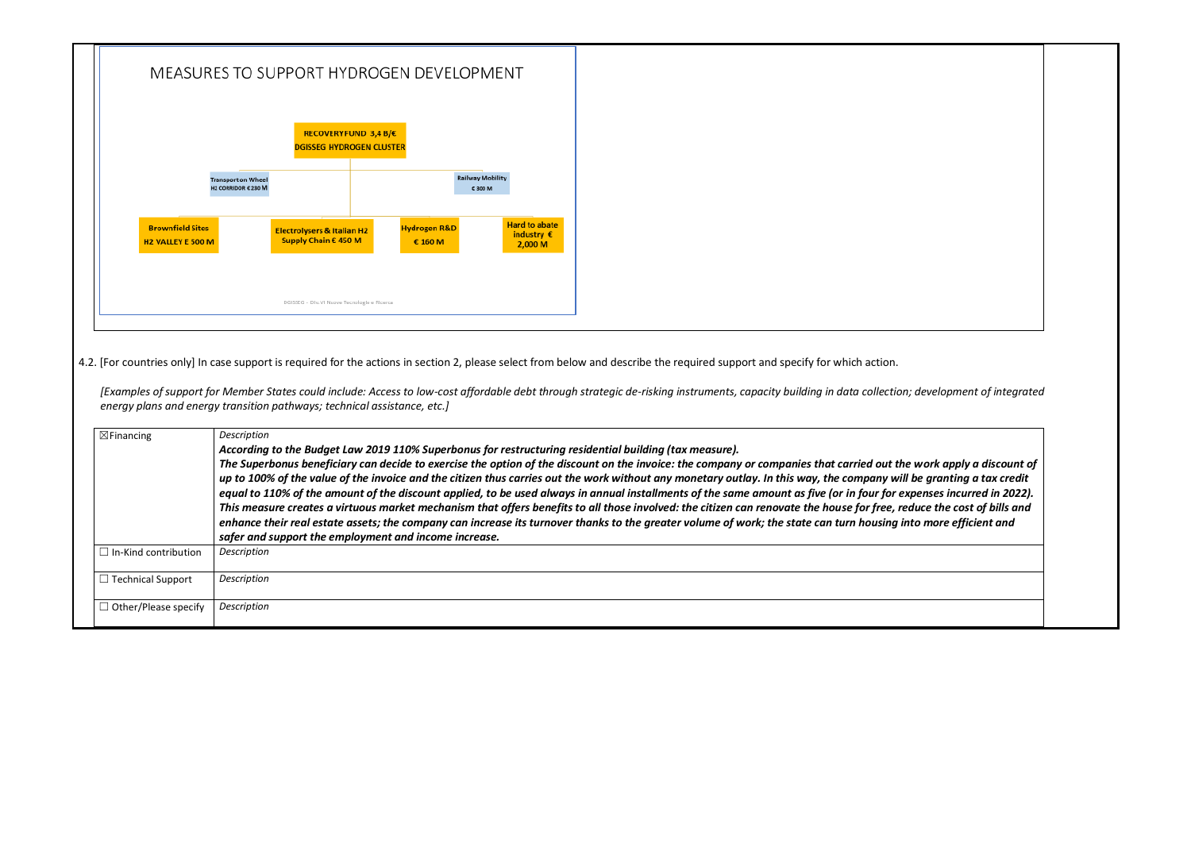MEASURES TO SUPPORT HYDROGEN DEVELOPMENT

RECOVERYFUND 3,4 B/€
DGISSEG HYDROGEN CLUSTER

Transport on Wheel
H2 CORRIDOR € 230 M

Railway Mobility
€ 300 M

Brownfield Sites
H2 VALLEY E 500 M

Electrolysers & Italian H2 Supply Chain € 450 M

Hydrogen R&D
€ 160 M

Hard to abate industry €
2,000 M

DGISSEG – Div. VI Nuove Tecnologie e Ricerca

4.2. [For countries only] In case support is required for the actions in section 2, please select from below and describe the required support and specify for which action.

*[Examples of support for Member States could include: Access to low-cost affordable debt through strategic de-risking instruments, capacity building in data collection; development of integrated energy plans and energy transition pathways; technical assistance, etc.]*

| | |
|---|---|
| ☒Financing | *Description*<br>***According to the Budget Law 2019 110% Superbonus for restructuring residential building (tax measure).***<br>***The Superbonus beneficiary can decide to exercise the option of the discount on the invoice: the company or companies that carried out the work apply a discount of up to 100% of the value of the invoice and the citizen thus carries out the work without any monetary outlay. In this way, the company will be granting a tax credit equal to 110% of the amount of the discount applied, to be used always in annual installments of the same amount as five (or in four for expenses incurred in 2022). This measure creates a virtuous market mechanism that offers benefits to all those involved: the citizen can renovate the house for free, reduce the cost of bills and enhance their real estate assets; the company can increase its turnover thanks to the greater volume of work; the state can turn housing into more efficient and safer and support the employment and income increase.*** |
| ☐ In-Kind contribution | *Description* |
| ☐ Technical Support | *Description* |
| ☐ Other/Please specify | *Description* |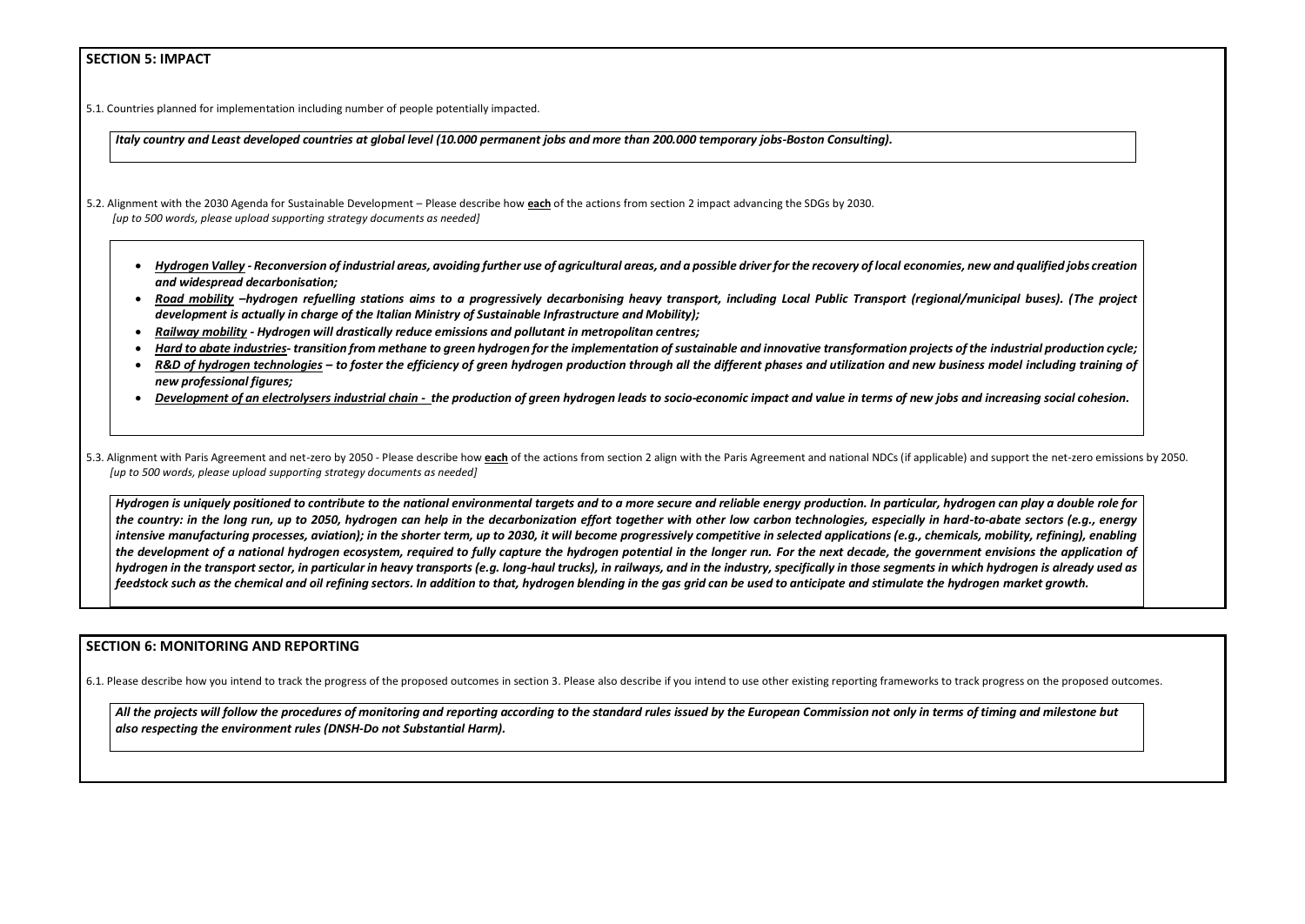## SECTION 5: IMPACT

5.1. Countries planned for implementation including number of people potentially impacted.

***Italy country and Least developed countries at global level (10.000 permanent jobs and more than 200.000 temporary jobs-Boston Consulting).***

5.2. Alignment with the 2030 Agenda for Sustainable Development – Please describe how **each** of the actions from section 2 impact advancing the SDGs by 2030.
*[up to 500 words, please upload supporting strategy documents as needed]*

- ***Hydrogen Valley** - Reconversion of industrial areas, avoiding further use of agricultural areas, and a possible driver for the recovery of local economies, new and qualified jobs creation and widespread decarbonisation;*
- ***Road mobility** –hydrogen refuelling stations aims to a progressively decarbonising heavy transport, including Local Public Transport (regional/municipal buses). (The project development is actually in charge of the Italian Ministry of Sustainable Infrastructure and Mobility);*
- ***Railway mobility** - Hydrogen will drastically reduce emissions and pollutant in metropolitan centres;*
- ***Hard to abate industries**- transition from methane to green hydrogen for the implementation of sustainable and innovative transformation projects of the industrial production cycle;*
- ***R&D of hydrogen technologies** – to foster the efficiency of green hydrogen production through all the different phases and utilization and new business model including training of new professional figures;*
- ***Development of an electrolysers industrial chain** - the production of green hydrogen leads to socio-economic impact and value in terms of new jobs and increasing social cohesion.*

5.3. Alignment with Paris Agreement and net-zero by 2050 - Please describe how **each** of the actions from section 2 align with the Paris Agreement and national NDCs (if applicable) and support the net-zero emissions by 2050.
*[up to 500 words, please upload supporting strategy documents as needed]*

***Hydrogen is uniquely positioned to contribute to the national environmental targets and to a more secure and reliable energy production. In particular, hydrogen can play a double role for the country: in the long run, up to 2050, hydrogen can help in the decarbonization effort together with other low carbon technologies, especially in hard-to-abate sectors (e.g., energy intensive manufacturing processes, aviation); in the shorter term, up to 2030, it will become progressively competitive in selected applications (e.g., chemicals, mobility, refining), enabling the development of a national hydrogen ecosystem, required to fully capture the hydrogen potential in the longer run. For the next decade, the government envisions the application of hydrogen in the transport sector, in particular in heavy transports (e.g. long-haul trucks), in railways, and in the industry, specifically in those segments in which hydrogen is already used as feedstock such as the chemical and oil refining sectors. In addition to that, hydrogen blending in the gas grid can be used to anticipate and stimulate the hydrogen market growth.***

## SECTION 6: MONITORING AND REPORTING

6.1. Please describe how you intend to track the progress of the proposed outcomes in section 3. Please also describe if you intend to use other existing reporting frameworks to track progress on the proposed outcomes.

***All the projects will follow the procedures of monitoring and reporting according to the standard rules issued by the European Commission not only in terms of timing and milestone but also respecting the environment rules (DNSH-Do not Substantial Harm).***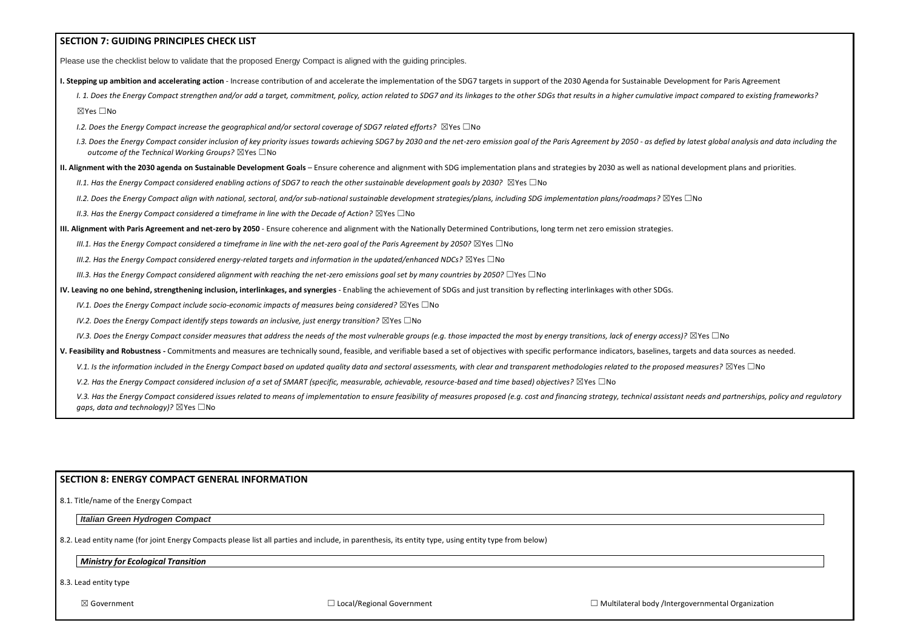## SECTION 7: GUIDING PRINCIPLES CHECK LIST

Please use the checklist below to validate that the proposed Energy Compact is aligned with the guiding principles.

**I. Stepping up ambition and accelerating action** - Increase contribution of and accelerate the implementation of the SDG7 targets in support of the 2030 Agenda for Sustainable Development for Paris Agreement

*I. 1. Does the Energy Compact strengthen and/or add a target, commitment, policy, action related to SDG7 and its linkages to the other SDGs that results in a higher cumulative impact compared to existing frameworks?*

☒Yes ☐No

*I.2. Does the Energy Compact increase the geographical and/or sectoral coverage of SDG7 related efforts?* ☒Yes ☐No

*I.3. Does the Energy Compact consider inclusion of key priority issues towards achieving SDG7 by 2030 and the net-zero emission goal of the Paris Agreement by 2050 - as defied by latest global analysis and data including the outcome of the Technical Working Groups?* ☒Yes ☐No

**II. Alignment with the 2030 agenda on Sustainable Development Goals** – Ensure coherence and alignment with SDG implementation plans and strategies by 2030 as well as national development plans and priorities.

*II.1. Has the Energy Compact considered enabling actions of SDG7 to reach the other sustainable development goals by 2030?* ☒Yes ☐No

*II.2. Does the Energy Compact align with national, sectoral, and/or sub-national sustainable development strategies/plans, including SDG implementation plans/roadmaps?* ☒Yes ☐No

*II.3. Has the Energy Compact considered a timeframe in line with the Decade of Action?* ☒Yes ☐No

**III. Alignment with Paris Agreement and net-zero by 2050** - Ensure coherence and alignment with the Nationally Determined Contributions, long term net zero emission strategies.

*III.1. Has the Energy Compact considered a timeframe in line with the net-zero goal of the Paris Agreement by 2050?* ☒Yes ☐No

*III.2. Has the Energy Compact considered energy-related targets and information in the updated/enhanced NDCs?* ☒Yes ☐No

*III.3. Has the Energy Compact considered alignment with reaching the net-zero emissions goal set by many countries by 2050?* ☐Yes ☐No

**IV. Leaving no one behind, strengthening inclusion, interlinkages, and synergies** - Enabling the achievement of SDGs and just transition by reflecting interlinkages with other SDGs.

*IV.1. Does the Energy Compact include socio-economic impacts of measures being considered?* ☒Yes ☐No

*IV.2. Does the Energy Compact identify steps towards an inclusive, just energy transition?* ☒Yes ☐No

*IV.3. Does the Energy Compact consider measures that address the needs of the most vulnerable groups (e.g. those impacted the most by energy transitions, lack of energy access)?* ☒Yes ☐No

**V. Feasibility and Robustness -** Commitments and measures are technically sound, feasible, and verifiable based a set of objectives with specific performance indicators, baselines, targets and data sources as needed.

*V.1. Is the information included in the Energy Compact based on updated quality data and sectoral assessments, with clear and transparent methodologies related to the proposed measures?* ☒Yes ☐No

*V.2. Has the Energy Compact considered inclusion of a set of SMART (specific, measurable, achievable, resource-based and time based) objectives?* ☒Yes ☐No

*V.3. Has the Energy Compact considered issues related to means of implementation to ensure feasibility of measures proposed (e.g. cost and financing strategy, technical assistant needs and partnerships, policy and regulatory gaps, data and technology)?* ☒Yes ☐No

## SECTION 8: ENERGY COMPACT GENERAL INFORMATION

8.1. Title/name of the Energy Compact

***Italian Green Hydrogen Compact***

8.2. Lead entity name (for joint Energy Compacts please list all parties and include, in parenthesis, its entity type, using entity type from below)

***Ministry for Ecological Transition***

8.3. Lead entity type

☒ Government ☐ Local/Regional Government ☐ Multilateral body /Intergovernmental Organization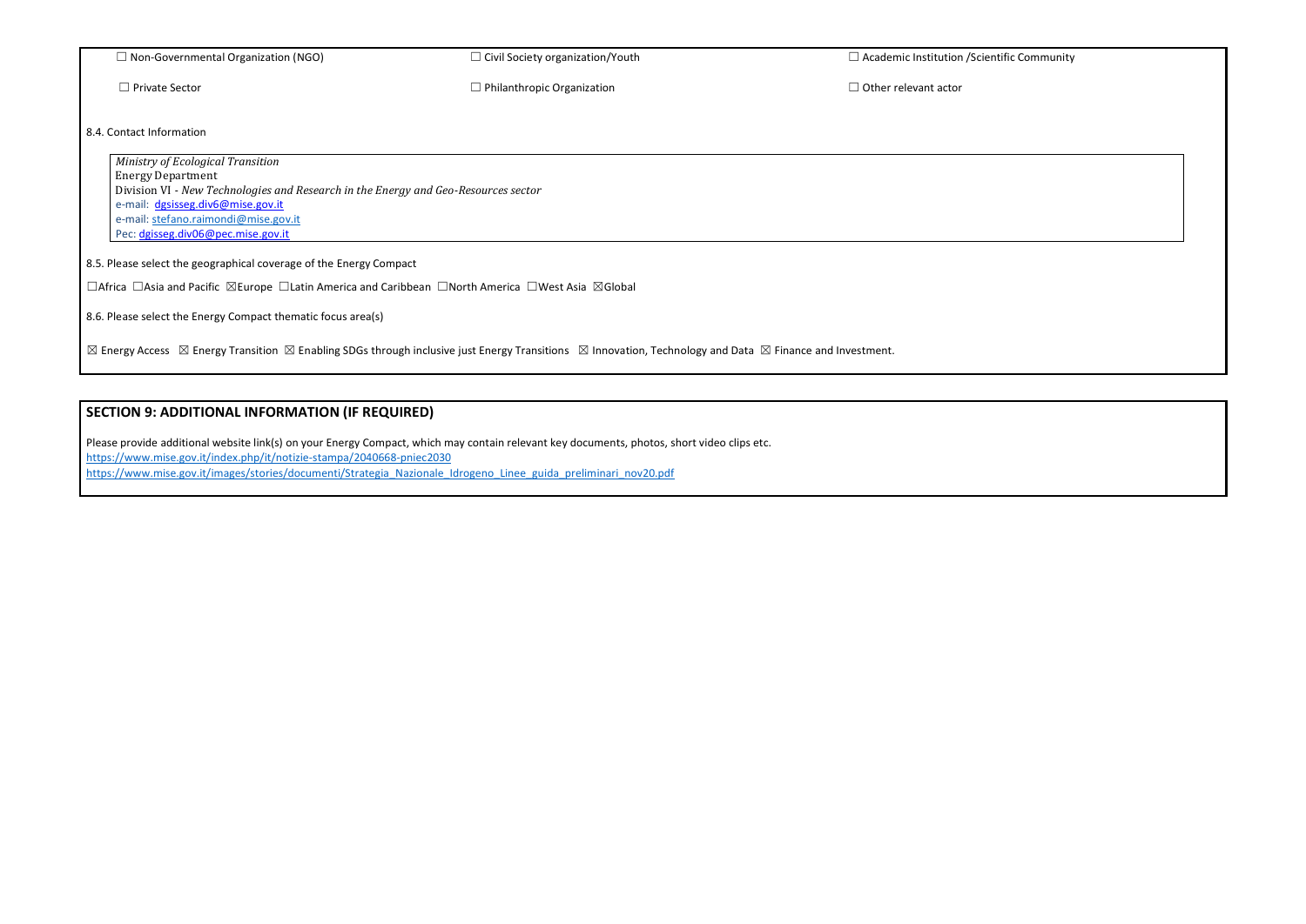☐ Non-Governmental Organization (NGO) ☐ Civil Society organization/Youth ☐ Academic Institution /Scientific Community

☐ Private Sector ☐ Philanthropic Organization ☐ Other relevant actor

8.4. Contact Information

*Ministry of Ecological Transition*
Energy Department
Division VI - *New Technologies and Research in the Energy and Geo-Resources sector*
e-mail: dgsisseg.div6@mise.gov.it
e-mail: stefano.raimondi@mise.gov.it
Pec: dgisseg.div06@pec.mise.gov.it

8.5. Please select the geographical coverage of the Energy Compact

☐Africa ☐Asia and Pacific ☒Europe ☐Latin America and Caribbean ☐North America ☐West Asia ☒Global

8.6. Please select the Energy Compact thematic focus area(s)

☒ Energy Access ☒ Energy Transition ☒ Enabling SDGs through inclusive just Energy Transitions ☒ Innovation, Technology and Data ☒ Finance and Investment.

## SECTION 9: ADDITIONAL INFORMATION (IF REQUIRED)

Please provide additional website link(s) on your Energy Compact, which may contain relevant key documents, photos, short video clips etc.
https://www.mise.gov.it/index.php/it/notizie-stampa/2040668-pniec2030
https://www.mise.gov.it/images/stories/documenti/Strategia_Nazionale_Idrogeno_Linee_guida_preliminari_nov20.pdf